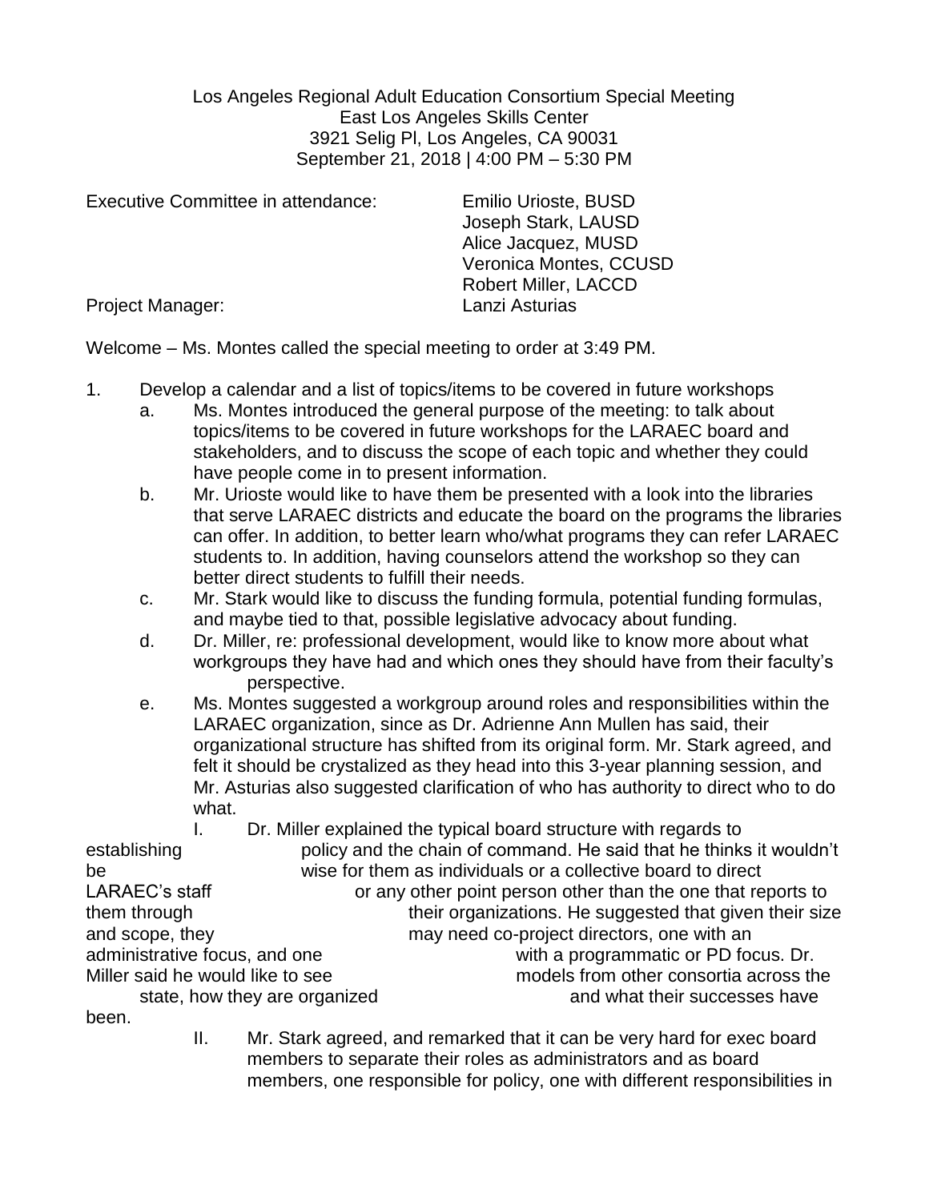Los Angeles Regional Adult Education Consortium Special Meeting
East Los Angeles Skills Center
3921 Selig Pl, Los Angeles, CA 90031
September 21, 2018 | 4:00 PM – 5:30 PM

Executive Committee in attendance:
- Emilio Urioste, BUSD
- Joseph Stark, LAUSD
- Alice Jacquez, MUSD
- Veronica Montes, CCUSD
- Robert Miller, LACCD

Project Manager: Lanzi Asturias

Welcome – Ms. Montes called the special meeting to order at 3:49 PM.

1. Develop a calendar and a list of topics/items to be covered in future workshops
   a. Ms. Montes introduced the general purpose of the meeting: to talk about topics/items to be covered in future workshops for the LARAEC board and stakeholders, and to discuss the scope of each topic and whether they could have people come in to present information.
   b. Mr. Urioste would like to have them be presented with a look into the libraries that serve LARAEC districts and educate the board on the programs the libraries can offer. In addition, to better learn who/what programs they can refer LARAEC students to. In addition, having counselors attend the workshop so they can better direct students to fulfill their needs.
   c. Mr. Stark would like to discuss the funding formula, potential funding formulas, and maybe tied to that, possible legislative advocacy about funding.
   d. Dr. Miller, re: professional development, would like to know more about what workgroups they have had and which ones they should have from their faculty's perspective.
   e. Ms. Montes suggested a workgroup around roles and responsibilities within the LARAEC organization, since as Dr. Adrienne Ann Mullen has said, their organizational structure has shifted from its original form. Mr. Stark agreed, and felt it should be crystalized as they head into this 3-year planning session, and Mr. Asturias also suggested clarification of who has authority to direct who to do what.
      I. Dr. Miller explained the typical board structure with regards to establishing policy and the chain of command. He said that he thinks it wouldn't be wise for them as individuals or a collective board to direct LARAEC's staff or any other point person other than the one that reports to them through their organizations. He suggested that given their size and scope, they may need co-project directors, one with an administrative focus, and one with a programmatic or PD focus. Dr. Miller said he would like to see models from other consortia across the state, how they are organized and what their successes have been.
      II. Mr. Stark agreed, and remarked that it can be very hard for exec board members to separate their roles as administrators and as board members, one responsible for policy, one with different responsibilities in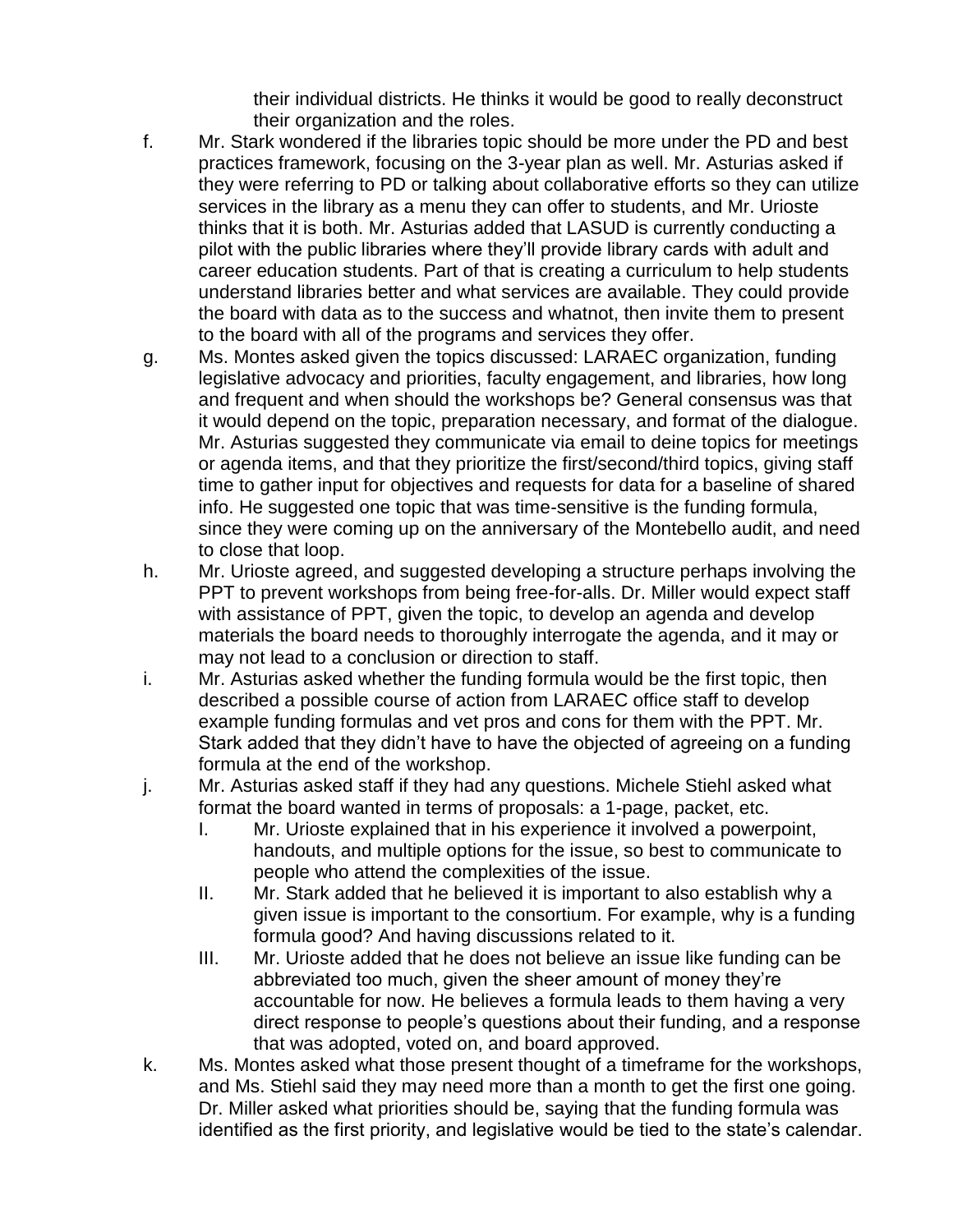their individual districts. He thinks it would be good to really deconstruct their organization and the roles.

f. Mr. Stark wondered if the libraries topic should be more under the PD and best practices framework, focusing on the 3-year plan as well. Mr. Asturias asked if they were referring to PD or talking about collaborative efforts so they can utilize services in the library as a menu they can offer to students, and Mr. Urioste thinks that it is both. Mr. Asturias added that LASUD is currently conducting a pilot with the public libraries where they'll provide library cards with adult and career education students. Part of that is creating a curriculum to help students understand libraries better and what services are available. They could provide the board with data as to the success and whatnot, then invite them to present to the board with all of the programs and services they offer.

g. Ms. Montes asked given the topics discussed: LARAEC organization, funding legislative advocacy and priorities, faculty engagement, and libraries, how long and frequent and when should the workshops be? General consensus was that it would depend on the topic, preparation necessary, and format of the dialogue. Mr. Asturias suggested they communicate via email to deine topics for meetings or agenda items, and that they prioritize the first/second/third topics, giving staff time to gather input for objectives and requests for data for a baseline of shared info. He suggested one topic that was time-sensitive is the funding formula, since they were coming up on the anniversary of the Montebello audit, and need to close that loop.

h. Mr. Urioste agreed, and suggested developing a structure perhaps involving the PPT to prevent workshops from being free-for-alls. Dr. Miller would expect staff with assistance of PPT, given the topic, to develop an agenda and develop materials the board needs to thoroughly interrogate the agenda, and it may or may not lead to a conclusion or direction to staff.

i. Mr. Asturias asked whether the funding formula would be the first topic, then described a possible course of action from LARAEC office staff to develop example funding formulas and vet pros and cons for them with the PPT. Mr. Stark added that they didn't have to have the objected of agreeing on a funding formula at the end of the workshop.

j. Mr. Asturias asked staff if they had any questions. Michele Stiehl asked what format the board wanted in terms of proposals: a 1-page, packet, etc.
   I. Mr. Urioste explained that in his experience it involved a powerpoint, handouts, and multiple options for the issue, so best to communicate to people who attend the complexities of the issue.
   II. Mr. Stark added that he believed it is important to also establish why a given issue is important to the consortium. For example, why is a funding formula good? And having discussions related to it.
   III. Mr. Urioste added that he does not believe an issue like funding can be abbreviated too much, given the sheer amount of money they're accountable for now. He believes a formula leads to them having a very direct response to people's questions about their funding, and a response that was adopted, voted on, and board approved.

k. Ms. Montes asked what those present thought of a timeframe for the workshops, and Ms. Stiehl said they may need more than a month to get the first one going. Dr. Miller asked what priorities should be, saying that the funding formula was identified as the first priority, and legislative would be tied to the state's calendar.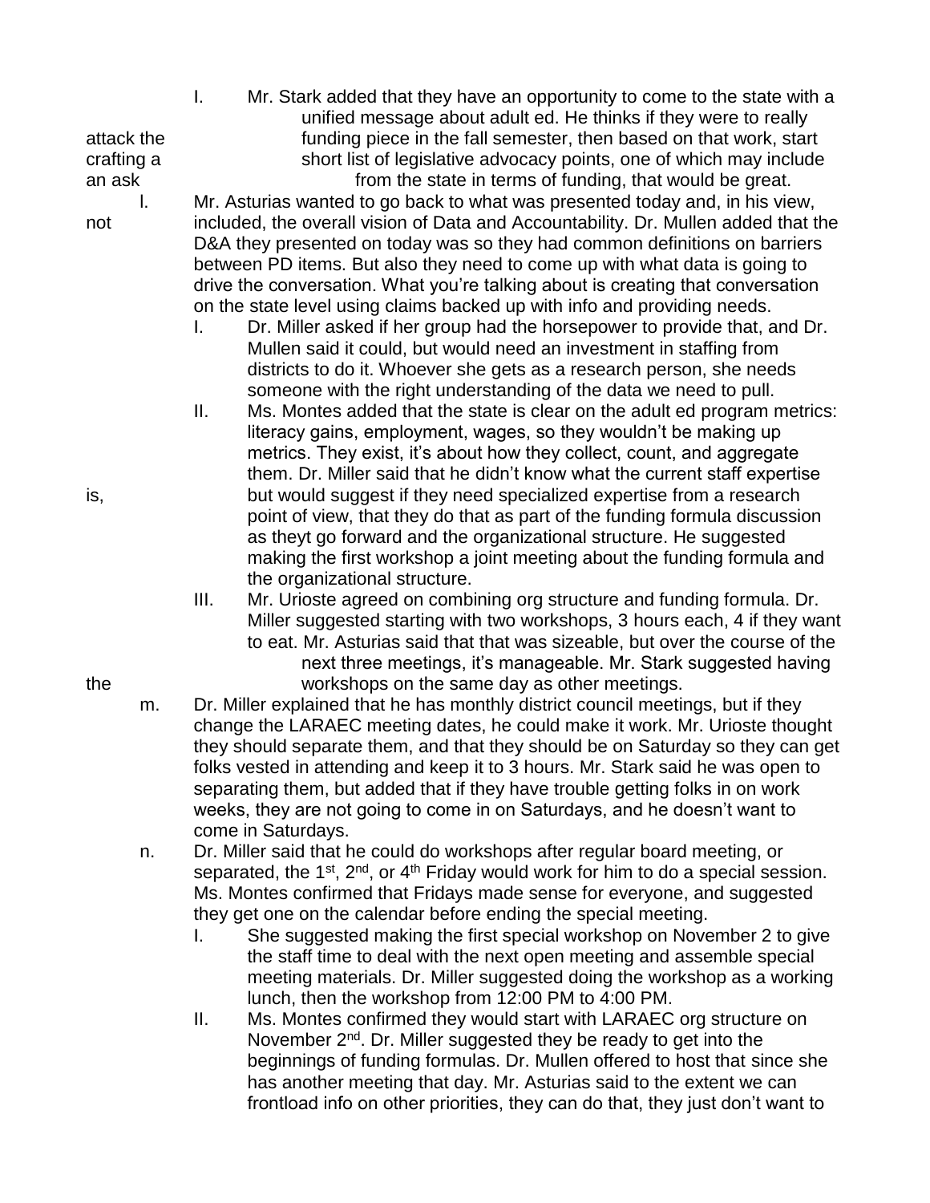- I. Mr. Stark added that they have an opportunity to come to the state with a unified message about adult ed. He thinks if they were to really attack the funding piece in the fall semester, then based on that work, start crafting a short list of legislative advocacy points, one of which may include an ask from the state in terms of funding, that would be great.

l. Mr. Asturias wanted to go back to what was presented today and, in his view, not included, the overall vision of Data and Accountability. Dr. Mullen added that the D&A they presented on today was so they had common definitions on barriers between PD items. But also they need to come up with what data is going to drive the conversation. What you're talking about is creating that conversation on the state level using claims backed up with info and providing needs.

- I. Dr. Miller asked if her group had the horsepower to provide that, and Dr. Mullen said it could, but would need an investment in staffing from districts to do it. Whoever she gets as a research person, she needs someone with the right understanding of the data we need to pull.
- II. Ms. Montes added that the state is clear on the adult ed program metrics: literacy gains, employment, wages, so they wouldn't be making up metrics. They exist, it's about how they collect, count, and aggregate them. Dr. Miller said that he didn't know what the current staff expertise is, but would suggest if they need specialized expertise from a research point of view, that they do that as part of the funding formula discussion as theyt go forward and the organizational structure. He suggested making the first workshop a joint meeting about the funding formula and the organizational structure.
- III. Mr. Urioste agreed on combining org structure and funding formula. Dr. Miller suggested starting with two workshops, 3 hours each, 4 if they want to eat. Mr. Asturias said that that was sizeable, but over the course of the next three meetings, it's manageable. Mr. Stark suggested having the workshops on the same day as other meetings.

m. Dr. Miller explained that he has monthly district council meetings, but if they change the LARAEC meeting dates, he could make it work. Mr. Urioste thought they should separate them, and that they should be on Saturday so they can get folks vested in attending and keep it to 3 hours. Mr. Stark said he was open to separating them, but added that if they have trouble getting folks in on work weeks, they are not going to come in on Saturdays, and he doesn't want to come in Saturdays.

n. Dr. Miller said that he could do workshops after regular board meeting, or separated, the 1st, 2nd, or 4th Friday would work for him to do a special session. Ms. Montes confirmed that Fridays made sense for everyone, and suggested they get one on the calendar before ending the special meeting.

- I. She suggested making the first special workshop on November 2 to give the staff time to deal with the next open meeting and assemble special meeting materials. Dr. Miller suggested doing the workshop as a working lunch, then the workshop from 12:00 PM to 4:00 PM.
- II. Ms. Montes confirmed they would start with LARAEC org structure on November 2nd. Dr. Miller suggested they be ready to get into the beginnings of funding formulas. Dr. Mullen offered to host that since she has another meeting that day. Mr. Asturias said to the extent we can frontload info on other priorities, they can do that, they just don't want to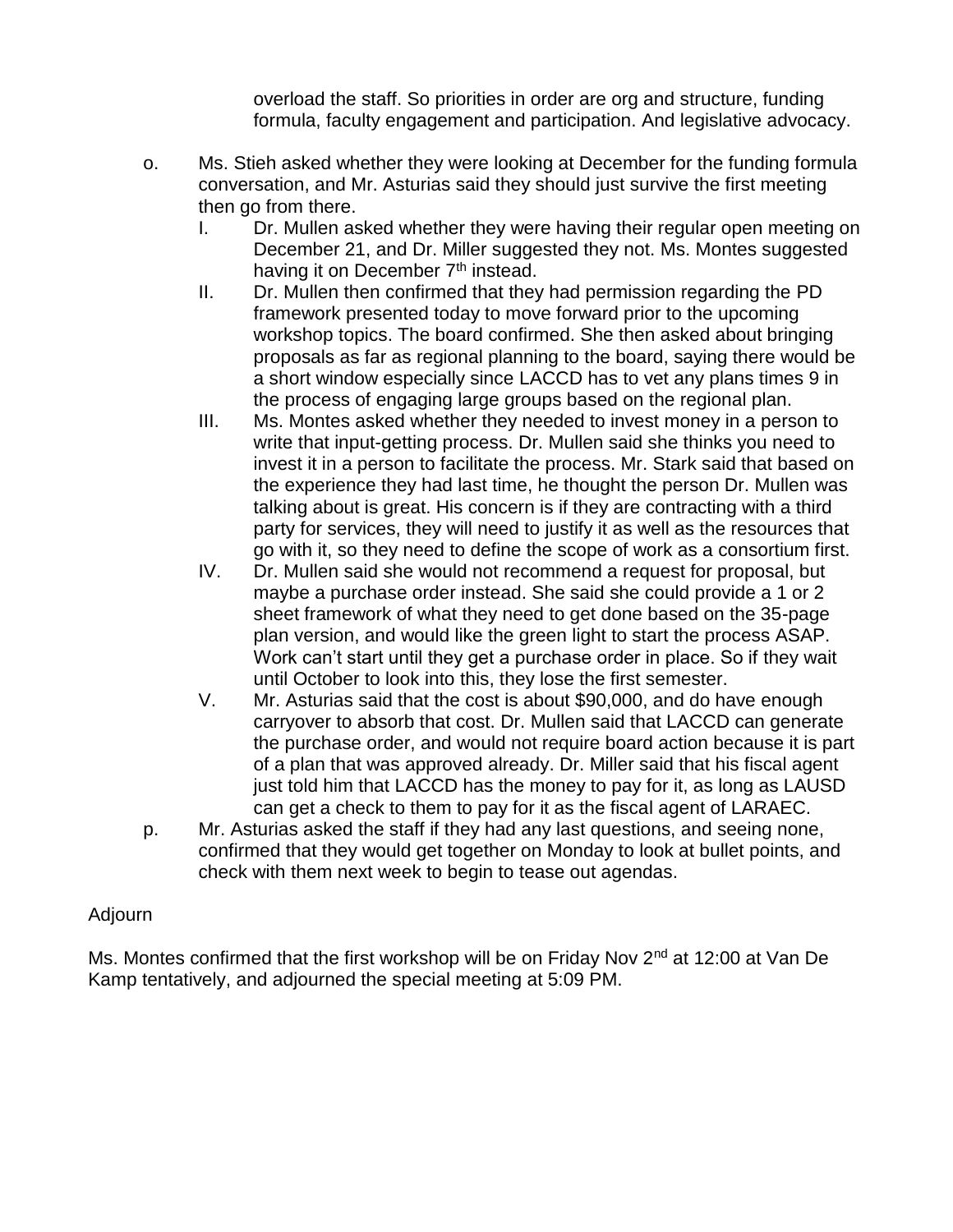overload the staff. So priorities in order are org and structure, funding formula, faculty engagement and participation. And legislative advocacy.

o. Ms. Stieh asked whether they were looking at December for the funding formula conversation, and Mr. Asturias said they should just survive the first meeting then go from there.

   I. Dr. Mullen asked whether they were having their regular open meeting on December 21, and Dr. Miller suggested they not. Ms. Montes suggested having it on December 7th instead.

   II. Dr. Mullen then confirmed that they had permission regarding the PD framework presented today to move forward prior to the upcoming workshop topics. The board confirmed. She then asked about bringing proposals as far as regional planning to the board, saying there would be a short window especially since LACCD has to vet any plans times 9 in the process of engaging large groups based on the regional plan.

   III. Ms. Montes asked whether they needed to invest money in a person to write that input-getting process. Dr. Mullen said she thinks you need to invest it in a person to facilitate the process. Mr. Stark said that based on the experience they had last time, he thought the person Dr. Mullen was talking about is great. His concern is if they are contracting with a third party for services, they will need to justify it as well as the resources that go with it, so they need to define the scope of work as a consortium first.

   IV. Dr. Mullen said she would not recommend a request for proposal, but maybe a purchase order instead. She said she could provide a 1 or 2 sheet framework of what they need to get done based on the 35-page plan version, and would like the green light to start the process ASAP. Work can't start until they get a purchase order in place. So if they wait until October to look into this, they lose the first semester.

   V. Mr. Asturias said that the cost is about $90,000, and do have enough carryover to absorb that cost. Dr. Mullen said that LACCD can generate the purchase order, and would not require board action because it is part of a plan that was approved already. Dr. Miller said that his fiscal agent just told him that LACCD has the money to pay for it, as long as LAUSD can get a check to them to pay for it as the fiscal agent of LARAEC.

p. Mr. Asturias asked the staff if they had any last questions, and seeing none, confirmed that they would get together on Monday to look at bullet points, and check with them next week to begin to tease out agendas.

Adjourn

Ms. Montes confirmed that the first workshop will be on Friday Nov 2nd at 12:00 at Van De Kamp tentatively, and adjourned the special meeting at 5:09 PM.